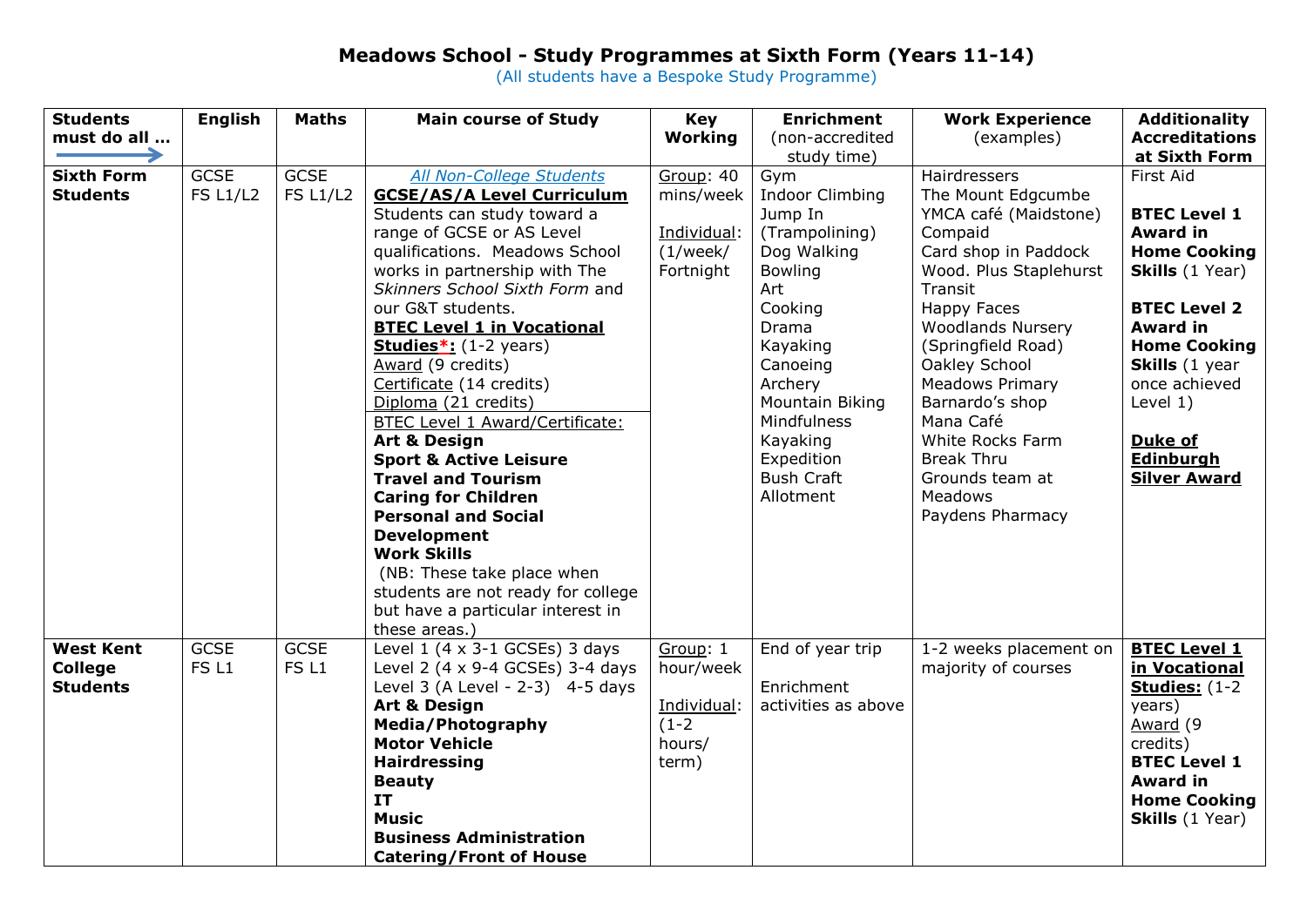# Meadows School - Study Programmes at Sixth Form (Years 11-14)

(All students have a Bespoke Study Programme)

| **Students must do all …** → | **English** | **Maths** | **Main course of Study** | **Key Working** | **Enrichment** (non-accredited study time) | **Work Experience** (examples) | **Additionality Accreditations at Sixth Form** |
|---|---|---|---|---|---|---|---|
| **Sixth Form Students** | GCSE<br>FS L1/L2 | GCSE<br>FS L1/L2 | *All Non-College Students*<br>**GCSE/AS/A Level Curriculum**<br>Students can study toward a range of GCSE or AS Level qualifications. Meadows School works in partnership with The *Skinners School Sixth Form* and our G&T students.<br>**BTEC Level 1 in Vocational Studies*:** (1-2 years)<br>Award (9 credits)<br>Certificate (14 credits)<br>Diploma (21 credits)<br>BTEC Level 1 Award/Certificate:<br>**Art & Design**<br>**Sport & Active Leisure**<br>**Travel and Tourism**<br>**Caring for Children**<br>**Personal and Social Development**<br>**Work Skills**<br>(NB: These take place when students are not ready for college but have a particular interest in these areas.) | Group: 40 mins/week<br><br>Individual: (1/week/ Fortnight | Gym<br>Indoor Climbing<br>Jump In (Trampolining)<br>Dog Walking<br>Bowling<br>Art<br>Cooking<br>Drama<br>Kayaking<br>Canoeing<br>Archery<br>Mountain Biking<br>Mindfulness<br>Kayaking<br>Expedition<br>Bush Craft<br>Allotment | Hairdressers<br>The Mount Edgcumbe<br>YMCA café (Maidstone)<br>Compaid<br>Card shop in Paddock Wood. Plus Staplehurst Transit<br>Happy Faces<br>Woodlands Nursery (Springfield Road)<br>Oakley School<br>Meadows Primary<br>Barnardo's shop<br>Mana Café<br>White Rocks Farm<br>Break Thru<br>Grounds team at Meadows<br>Paydens Pharmacy | First Aid<br><br>**BTEC Level 1 Award in Home Cooking Skills** (1 Year)<br><br>**BTEC Level 2 Award in Home Cooking Skills** (1 year once achieved Level 1)<br><br>**Duke of Edinburgh Silver Award** |
| **West Kent College Students** | GCSE<br>FS L1 | GCSE<br>FS L1 | Level 1 (4 x 3-1 GCSEs) 3 days<br>Level 2 (4 x 9-4 GCSEs) 3-4 days<br>Level 3 (A Level - 2-3) 4-5 days<br>**Art & Design**<br>**Media/Photography**<br>**Motor Vehicle**<br>**Hairdressing**<br>**Beauty**<br>**IT**<br>**Music**<br>**Business Administration**<br>**Catering/Front of House** | Group: 1 hour/week<br><br>Individual: (1-2 hours/ term) | End of year trip<br><br>Enrichment activities as above | 1-2 weeks placement on majority of courses | **BTEC Level 1 in Vocational Studies:** (1-2 years)<br>Award (9 credits)<br>**BTEC Level 1 Award in Home Cooking Skills** (1 Year) |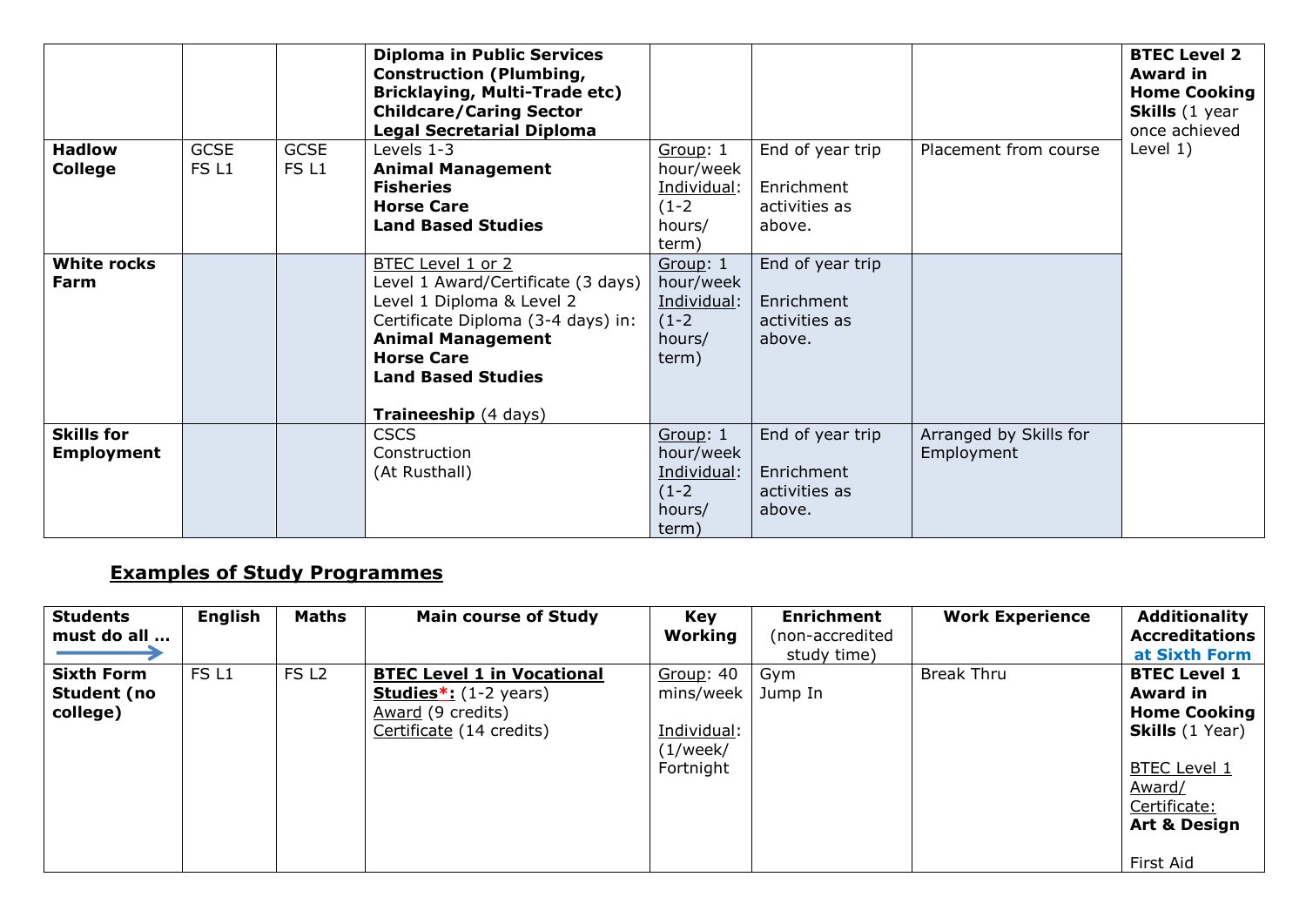| | | | **Diploma in Public Services**<br>**Construction (Plumbing, Bricklaying, Multi-Trade etc)**<br>**Childcare/Caring Sector**<br>**Legal Secretarial Diploma** | | | | **BTEC Level 2 Award in Home Cooking Skills** (1 year once achieved Level 1) |
|---|---|---|---|---|---|---|---|
| **Hadlow College** | GCSE<br>FS L1 | GCSE<br>FS L1 | Levels 1-3<br>**Animal Management**<br>**Fisheries**<br>**Horse Care**<br>**Land Based Studies** | Group: 1 hour/week<br>Individual: (1-2 hours/ term) | End of year trip<br><br>Enrichment activities as above. | Placement from course | |
| **White rocks Farm** | | | BTEC Level 1 or 2<br>Level 1 Award/Certificate (3 days)<br>Level 1 Diploma & Level 2 Certificate Diploma (3-4 days) in:<br>**Animal Management**<br>**Horse Care**<br>**Land Based Studies**<br><br>**Traineeship** (4 days) | Group: 1 hour/week<br>Individual: (1-2 hours/ term) | End of year trip<br><br>Enrichment activities as above. | | |
| **Skills for Employment** | | | CSCS<br>Construction<br>(At Rusthall) | Group: 1 hour/week<br>Individual: (1-2 hours/ term) | End of year trip<br><br>Enrichment activities as above. | Arranged by Skills for Employment | |

## Examples of Study Programmes

| Students must do all … → | English | Maths | Main course of Study | Key Working | Enrichment (non-accredited study time) | Work Experience | Additionality Accreditations at Sixth Form |
|---|---|---|---|---|---|---|---|
| **Sixth Form Student (no college)** | FS L1 | FS L2 | **BTEC Level 1 in Vocational Studies*:** (1-2 years)<br>Award (9 credits)<br>Certificate (14 credits) | Group: 40 mins/week<br><br>Individual: (1/week/ Fortnight | Gym<br>Jump In | Break Thru | **BTEC Level 1 Award in Home Cooking Skills** (1 Year)<br><br>BTEC Level 1 Award/ Certificate:<br>**Art & Design**<br><br>First Aid |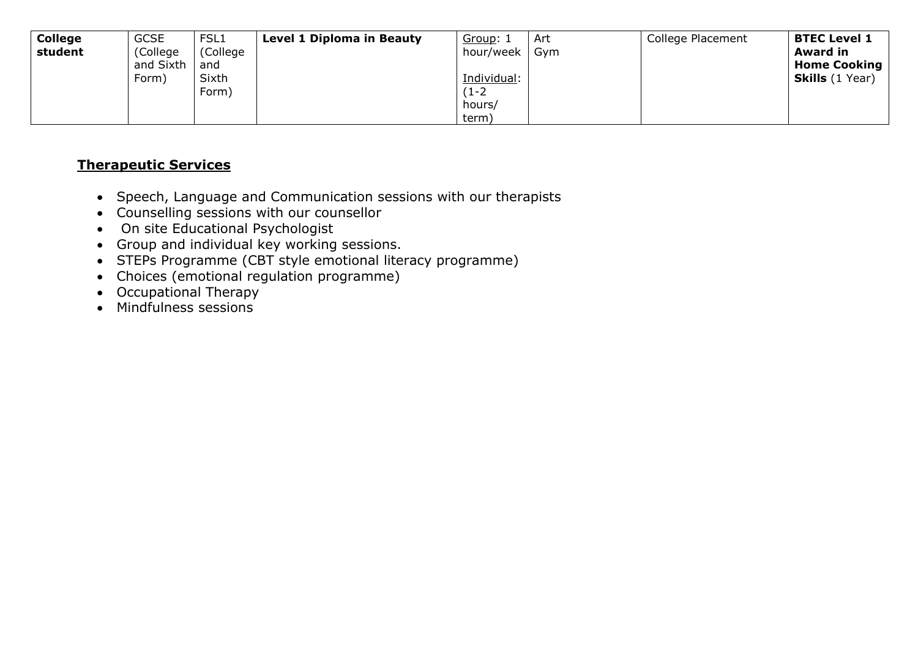| | | | | | | | |
|---|---|---|---|---|---|---|---|
| **College student** | GCSE (College and Sixth Form) | FSL1 (College and Sixth Form) | **Level 1 Diploma in Beauty** | Group: 1 hour/week<br><br>Individual: (1-2 hours/ term) | Art<br>Gym | College Placement | **BTEC Level 1 Award in Home Cooking Skills** (1 Year) |

## Therapeutic Services

- Speech, Language and Communication sessions with our therapists
- Counselling sessions with our counsellor
- On site Educational Psychologist
- Group and individual key working sessions.
- STEPs Programme (CBT style emotional literacy programme)
- Choices (emotional regulation programme)
- Occupational Therapy
- Mindfulness sessions